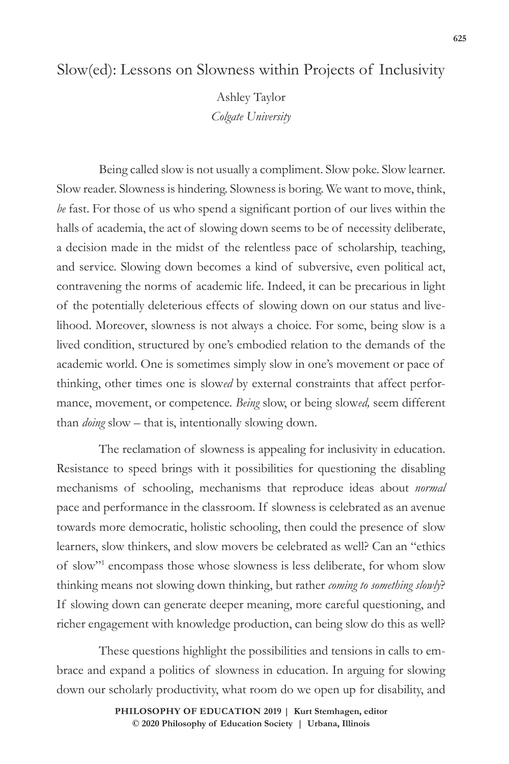# Slow(ed): Lessons on Slowness within Projects of Inclusivity

Ashley Taylor
*Colgate University*

Being called slow is not usually a compliment. Slow poke. Slow learner. Slow reader. Slowness is hindering. Slowness is boring. We want to move, think, *be* fast. For those of us who spend a significant portion of our lives within the halls of academia, the act of slowing down seems to be of necessity deliberate, a decision made in the midst of the relentless pace of scholarship, teaching, and service. Slowing down becomes a kind of subversive, even political act, contravening the norms of academic life. Indeed, it can be precarious in light of the potentially deleterious effects of slowing down on our status and livelihood. Moreover, slowness is not always a choice. For some, being slow is a lived condition, structured by one's embodied relation to the demands of the academic world. One is sometimes simply slow in one's movement or pace of thinking, other times one is slow*ed* by external constraints that affect performance, movement, or competence. *Being* slow, or being slow*ed,* seem different than *doing* slow – that is, intentionally slowing down.

The reclamation of slowness is appealing for inclusivity in education. Resistance to speed brings with it possibilities for questioning the disabling mechanisms of schooling, mechanisms that reproduce ideas about *normal* pace and performance in the classroom. If slowness is celebrated as an avenue towards more democratic, holistic schooling, then could the presence of slow learners, slow thinkers, and slow movers be celebrated as well? Can an "ethics of slow"[1] encompass those whose slowness is less deliberate, for whom slow thinking means not slowing down thinking, but rather *coming to something slowly*? If slowing down can generate deeper meaning, more careful questioning, and richer engagement with knowledge production, can being slow do this as well?

These questions highlight the possibilities and tensions in calls to embrace and expand a politics of slowness in education. In arguing for slowing down our scholarly productivity, what room do we open up for disability, and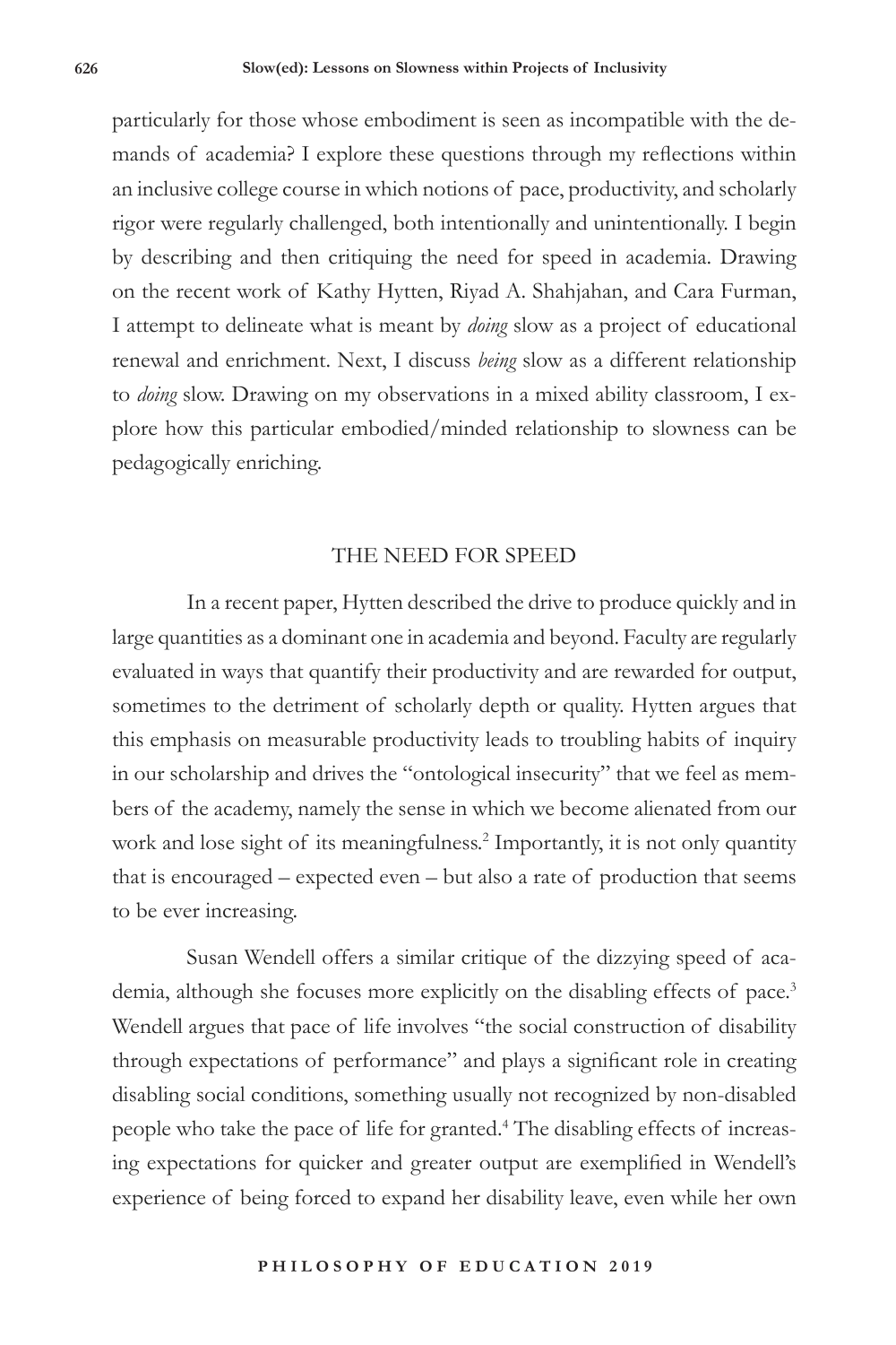particularly for those whose embodiment is seen as incompatible with the demands of academia? I explore these questions through my reflections within an inclusive college course in which notions of pace, productivity, and scholarly rigor were regularly challenged, both intentionally and unintentionally. I begin by describing and then critiquing the need for speed in academia. Drawing on the recent work of Kathy Hytten, Riyad A. Shahjahan, and Cara Furman, I attempt to delineate what is meant by *doing* slow as a project of educational renewal and enrichment. Next, I discuss *being* slow as a different relationship to *doing* slow. Drawing on my observations in a mixed ability classroom, I explore how this particular embodied/minded relationship to slowness can be pedagogically enriching.

## THE NEED FOR SPEED

In a recent paper, Hytten described the drive to produce quickly and in large quantities as a dominant one in academia and beyond. Faculty are regularly evaluated in ways that quantify their productivity and are rewarded for output, sometimes to the detriment of scholarly depth or quality. Hytten argues that this emphasis on measurable productivity leads to troubling habits of inquiry in our scholarship and drives the "ontological insecurity" that we feel as members of the academy, namely the sense in which we become alienated from our work and lose sight of its meaningfulness.[2] Importantly, it is not only quantity that is encouraged – expected even – but also a rate of production that seems to be ever increasing.

Susan Wendell offers a similar critique of the dizzying speed of academia, although she focuses more explicitly on the disabling effects of pace.[3] Wendell argues that pace of life involves "the social construction of disability through expectations of performance" and plays a significant role in creating disabling social conditions, something usually not recognized by non-disabled people who take the pace of life for granted.[4] The disabling effects of increasing expectations for quicker and greater output are exemplified in Wendell's experience of being forced to expand her disability leave, even while her own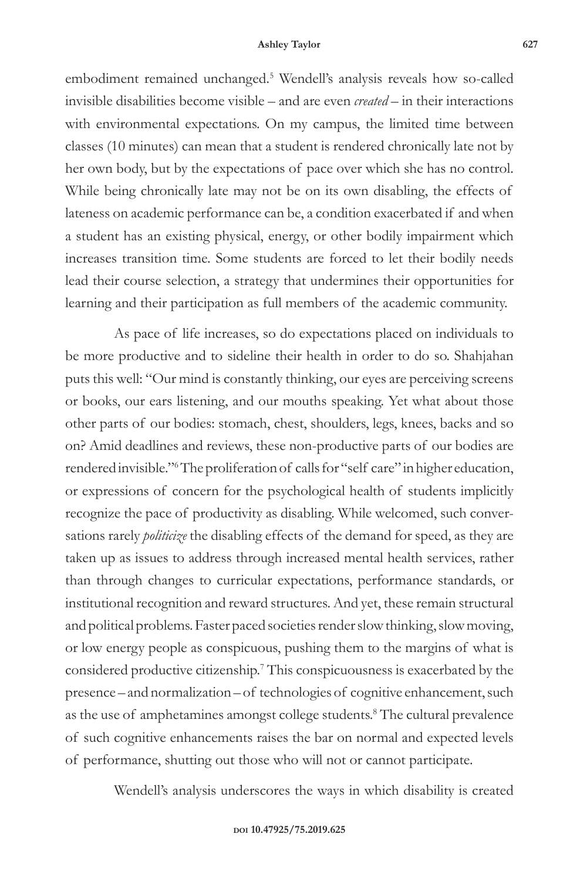embodiment remained unchanged.[5] Wendell's analysis reveals how so-called invisible disabilities become visible – and are even *created* – in their interactions with environmental expectations. On my campus, the limited time between classes (10 minutes) can mean that a student is rendered chronically late not by her own body, but by the expectations of pace over which she has no control. While being chronically late may not be on its own disabling, the effects of lateness on academic performance can be, a condition exacerbated if and when a student has an existing physical, energy, or other bodily impairment which increases transition time. Some students are forced to let their bodily needs lead their course selection, a strategy that undermines their opportunities for learning and their participation as full members of the academic community.

As pace of life increases, so do expectations placed on individuals to be more productive and to sideline their health in order to do so. Shahjahan puts this well: "Our mind is constantly thinking, our eyes are perceiving screens or books, our ears listening, and our mouths speaking. Yet what about those other parts of our bodies: stomach, chest, shoulders, legs, knees, backs and so on? Amid deadlines and reviews, these non-productive parts of our bodies are rendered invisible."[6] The proliferation of calls for "self care" in higher education, or expressions of concern for the psychological health of students implicitly recognize the pace of productivity as disabling. While welcomed, such conversations rarely *politicize* the disabling effects of the demand for speed, as they are taken up as issues to address through increased mental health services, rather than through changes to curricular expectations, performance standards, or institutional recognition and reward structures. And yet, these remain structural and political problems. Faster paced societies render slow thinking, slow moving, or low energy people as conspicuous, pushing them to the margins of what is considered productive citizenship.[7] This conspicuousness is exacerbated by the presence – and normalization – of technologies of cognitive enhancement, such as the use of amphetamines amongst college students.[8] The cultural prevalence of such cognitive enhancements raises the bar on normal and expected levels of performance, shutting out those who will not or cannot participate.

Wendell's analysis underscores the ways in which disability is created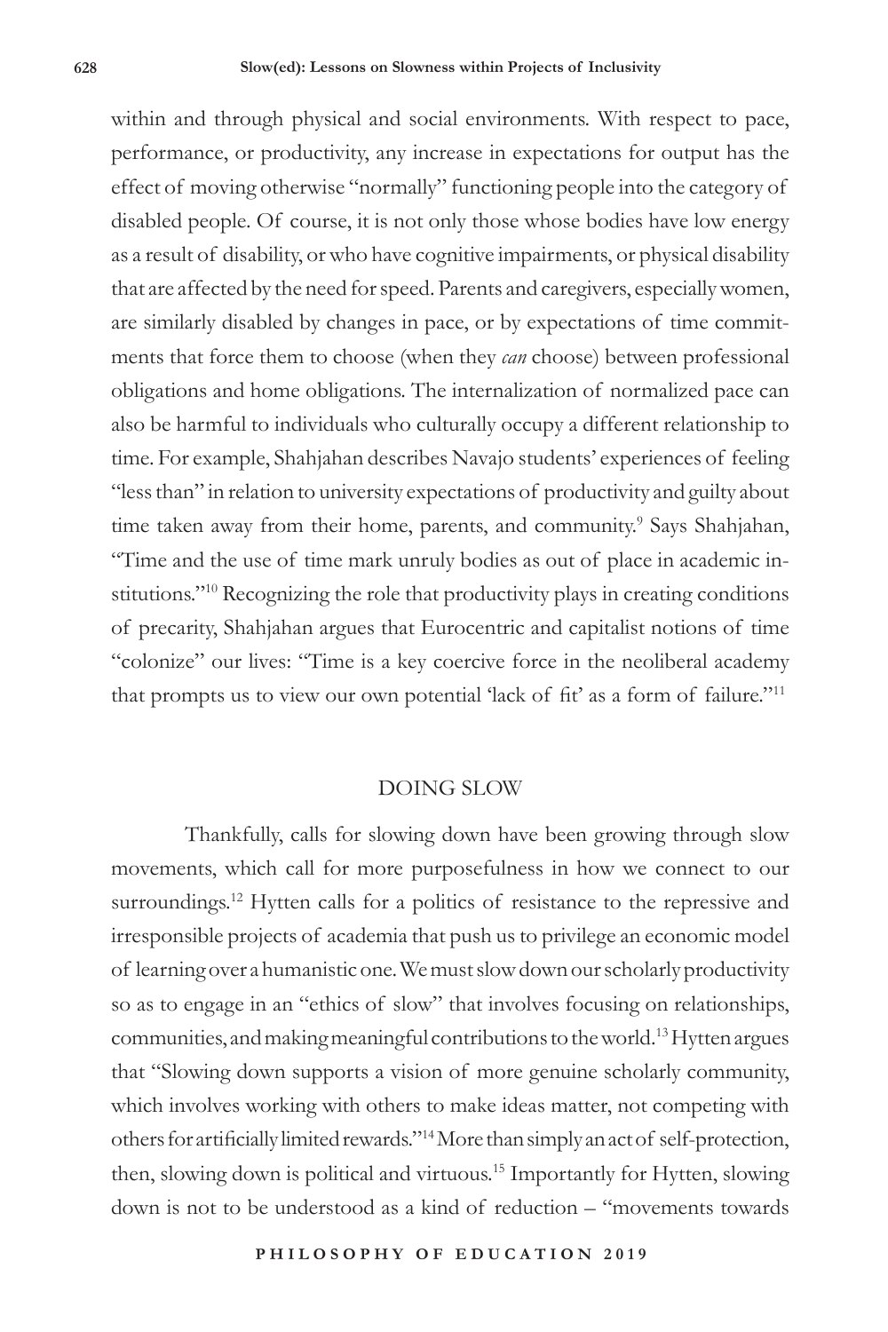within and through physical and social environments. With respect to pace, performance, or productivity, any increase in expectations for output has the effect of moving otherwise "normally" functioning people into the category of disabled people. Of course, it is not only those whose bodies have low energy as a result of disability, or who have cognitive impairments, or physical disability that are affected by the need for speed. Parents and caregivers, especially women, are similarly disabled by changes in pace, or by expectations of time commitments that force them to choose (when they *can* choose) between professional obligations and home obligations. The internalization of normalized pace can also be harmful to individuals who culturally occupy a different relationship to time. For example, Shahjahan describes Navajo students' experiences of feeling "less than" in relation to university expectations of productivity and guilty about time taken away from their home, parents, and community.[9] Says Shahjahan, "Time and the use of time mark unruly bodies as out of place in academic institutions."[10] Recognizing the role that productivity plays in creating conditions of precarity, Shahjahan argues that Eurocentric and capitalist notions of time "colonize" our lives: "Time is a key coercive force in the neoliberal academy that prompts us to view our own potential 'lack of fit' as a form of failure."[11]

## DOING SLOW

Thankfully, calls for slowing down have been growing through slow movements, which call for more purposefulness in how we connect to our surroundings.[12] Hytten calls for a politics of resistance to the repressive and irresponsible projects of academia that push us to privilege an economic model of learning over a humanistic one. We must slow down our scholarly productivity so as to engage in an "ethics of slow" that involves focusing on relationships, communities, and making meaningful contributions to the world.[13] Hytten argues that "Slowing down supports a vision of more genuine scholarly community, which involves working with others to make ideas matter, not competing with others for artificially limited rewards."[14] More than simply an act of self-protection, then, slowing down is political and virtuous.[15] Importantly for Hytten, slowing down is not to be understood as a kind of reduction – "movements towards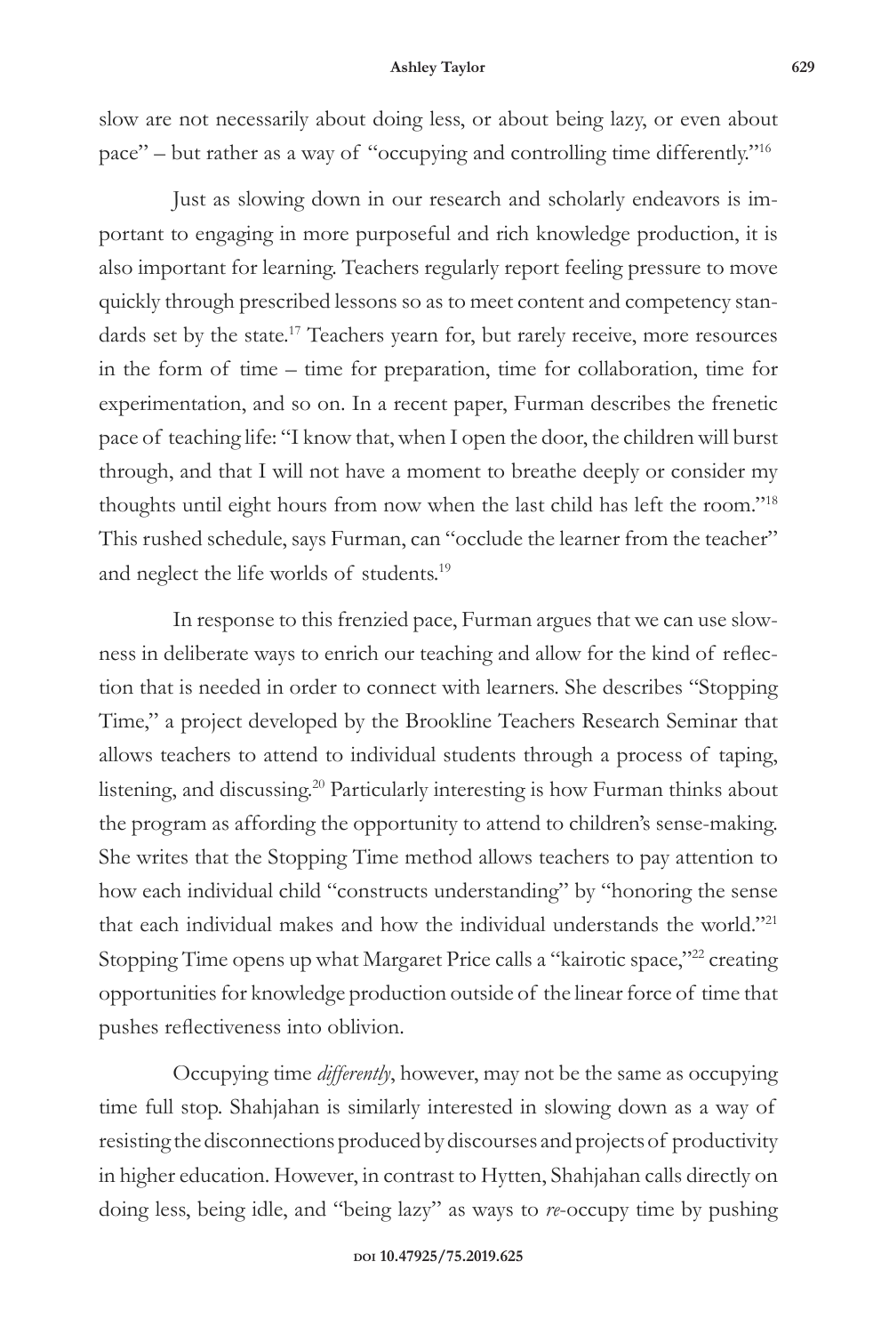slow are not necessarily about doing less, or about being lazy, or even about pace" – but rather as a way of "occupying and controlling time differently."[16]

Just as slowing down in our research and scholarly endeavors is important to engaging in more purposeful and rich knowledge production, it is also important for learning. Teachers regularly report feeling pressure to move quickly through prescribed lessons so as to meet content and competency standards set by the state.[17] Teachers yearn for, but rarely receive, more resources in the form of time – time for preparation, time for collaboration, time for experimentation, and so on. In a recent paper, Furman describes the frenetic pace of teaching life: "I know that, when I open the door, the children will burst through, and that I will not have a moment to breathe deeply or consider my thoughts until eight hours from now when the last child has left the room."[18] This rushed schedule, says Furman, can "occlude the learner from the teacher" and neglect the life worlds of students.[19]

In response to this frenzied pace, Furman argues that we can use slowness in deliberate ways to enrich our teaching and allow for the kind of reflection that is needed in order to connect with learners. She describes "Stopping Time," a project developed by the Brookline Teachers Research Seminar that allows teachers to attend to individual students through a process of taping, listening, and discussing.[20] Particularly interesting is how Furman thinks about the program as affording the opportunity to attend to children's sense-making. She writes that the Stopping Time method allows teachers to pay attention to how each individual child "constructs understanding" by "honoring the sense that each individual makes and how the individual understands the world."[21] Stopping Time opens up what Margaret Price calls a "kairotic space,"[22] creating opportunities for knowledge production outside of the linear force of time that pushes reflectiveness into oblivion.

Occupying time *differently*, however, may not be the same as occupying time full stop. Shahjahan is similarly interested in slowing down as a way of resisting the disconnections produced by discourses and projects of productivity in higher education. However, in contrast to Hytten, Shahjahan calls directly on doing less, being idle, and "being lazy" as ways to *re*-occupy time by pushing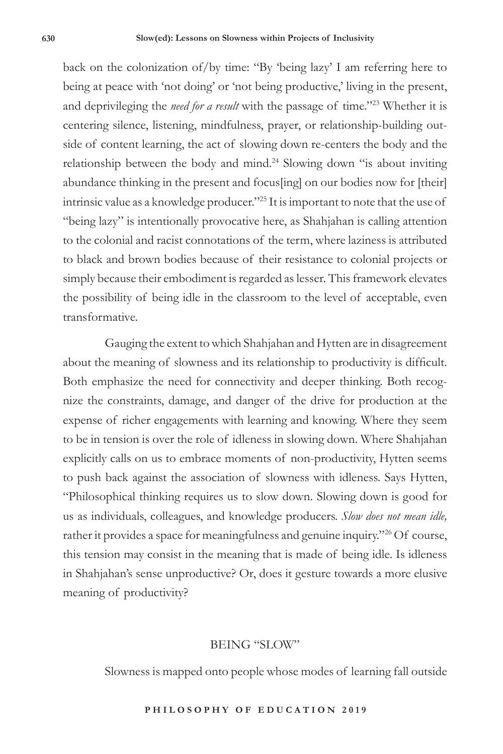back on the colonization of/by time: "By 'being lazy' I am referring here to being at peace with 'not doing' or 'not being productive,' living in the present, and deprivileging the *need for a result* with the passage of time."[23] Whether it is centering silence, listening, mindfulness, prayer, or relationship-building outside of content learning, the act of slowing down re-centers the body and the relationship between the body and mind.[24] Slowing down "is about inviting abundance thinking in the present and focus[ing] on our bodies now for [their] intrinsic value as a knowledge producer."[25] It is important to note that the use of "being lazy" is intentionally provocative here, as Shahjahan is calling attention to the colonial and racist connotations of the term, where laziness is attributed to black and brown bodies because of their resistance to colonial projects or simply because their embodiment is regarded as lesser. This framework elevates the possibility of being idle in the classroom to the level of acceptable, even transformative.

Gauging the extent to which Shahjahan and Hytten are in disagreement about the meaning of slowness and its relationship to productivity is difficult. Both emphasize the need for connectivity and deeper thinking. Both recognize the constraints, damage, and danger of the drive for production at the expense of richer engagements with learning and knowing. Where they seem to be in tension is over the role of idleness in slowing down. Where Shahjahan explicitly calls on us to embrace moments of non-productivity, Hytten seems to push back against the association of slowness with idleness. Says Hytten, "Philosophical thinking requires us to slow down. Slowing down is good for us as individuals, colleagues, and knowledge producers. *Slow does not mean idle,* rather it provides a space for meaningfulness and genuine inquiry."[26] Of course, this tension may consist in the meaning that is made of being idle. Is idleness in Shahjahan's sense unproductive? Or, does it gesture towards a more elusive meaning of productivity?

## BEING "SLOW"

Slowness is mapped onto people whose modes of learning fall outside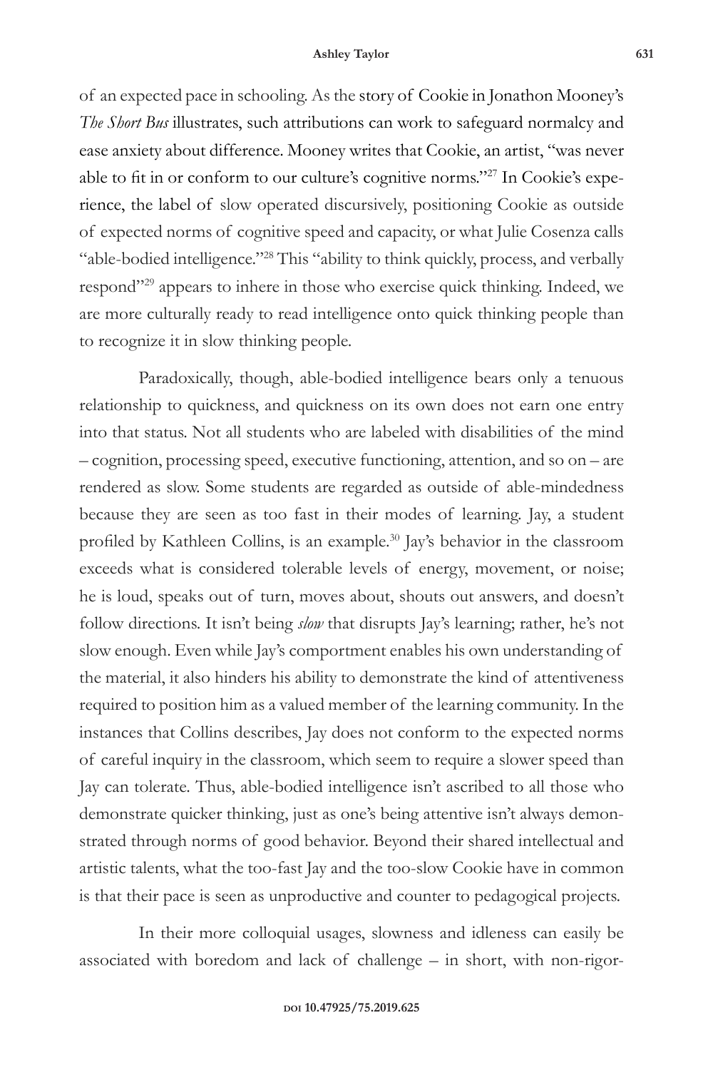of an expected pace in schooling. As the story of Cookie in Jonathon Mooney's *The Short Bus* illustrates, such attributions can work to safeguard normalcy and ease anxiety about difference. Mooney writes that Cookie, an artist, "was never able to fit in or conform to our culture's cognitive norms."[27] In Cookie's experience, the label of slow operated discursively, positioning Cookie as outside of expected norms of cognitive speed and capacity, or what Julie Cosenza calls "able-bodied intelligence."[28] This "ability to think quickly, process, and verbally respond"[29] appears to inhere in those who exercise quick thinking. Indeed, we are more culturally ready to read intelligence onto quick thinking people than to recognize it in slow thinking people.

Paradoxically, though, able-bodied intelligence bears only a tenuous relationship to quickness, and quickness on its own does not earn one entry into that status. Not all students who are labeled with disabilities of the mind – cognition, processing speed, executive functioning, attention, and so on – are rendered as slow. Some students are regarded as outside of able-mindedness because they are seen as too fast in their modes of learning. Jay, a student profiled by Kathleen Collins, is an example.[30] Jay's behavior in the classroom exceeds what is considered tolerable levels of energy, movement, or noise; he is loud, speaks out of turn, moves about, shouts out answers, and doesn't follow directions. It isn't being *slow* that disrupts Jay's learning; rather, he's not slow enough. Even while Jay's comportment enables his own understanding of the material, it also hinders his ability to demonstrate the kind of attentiveness required to position him as a valued member of the learning community. In the instances that Collins describes, Jay does not conform to the expected norms of careful inquiry in the classroom, which seem to require a slower speed than Jay can tolerate. Thus, able-bodied intelligence isn't ascribed to all those who demonstrate quicker thinking, just as one's being attentive isn't always demonstrated through norms of good behavior. Beyond their shared intellectual and artistic talents, what the too-fast Jay and the too-slow Cookie have in common is that their pace is seen as unproductive and counter to pedagogical projects.

In their more colloquial usages, slowness and idleness can easily be associated with boredom and lack of challenge – in short, with non-rigor-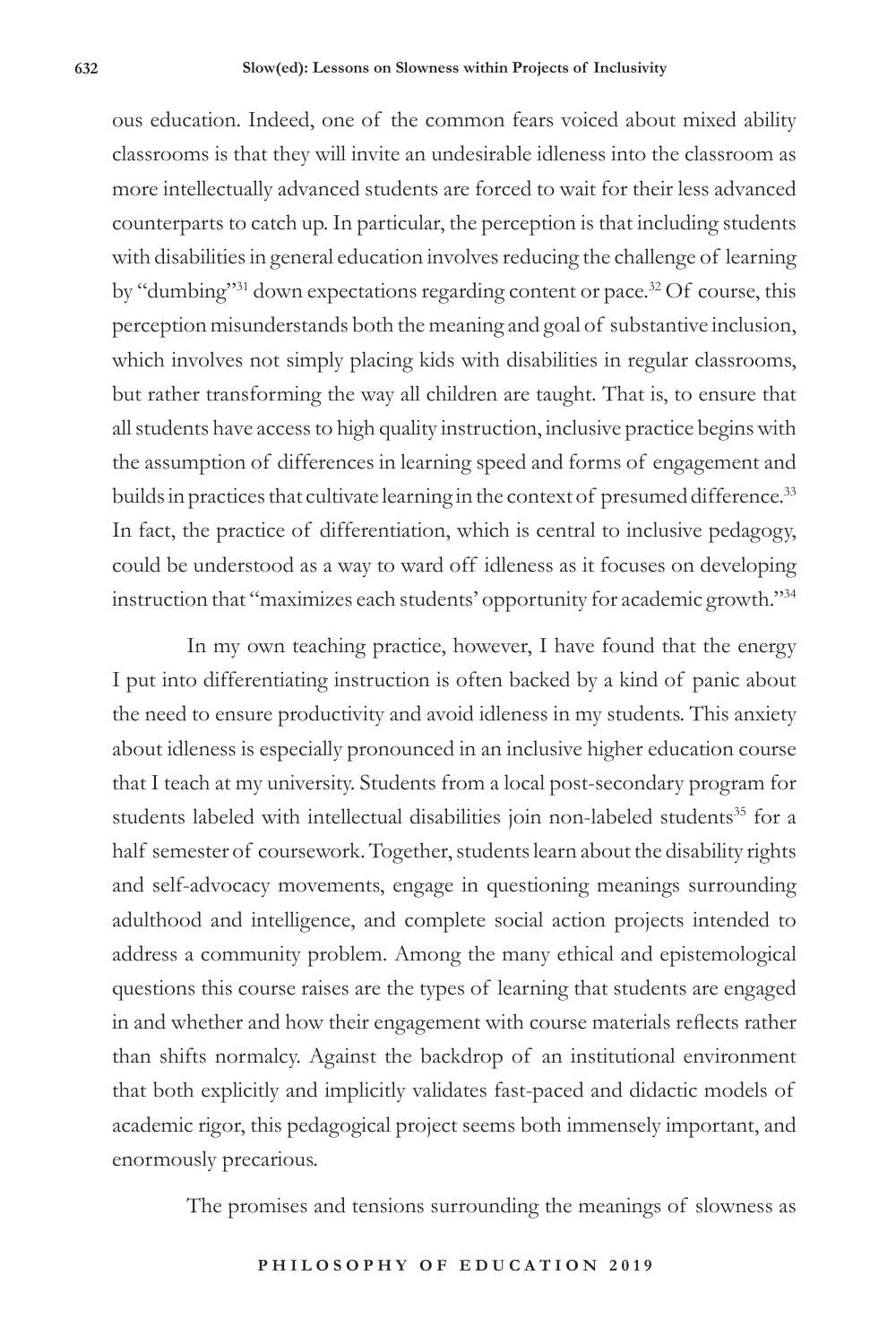ous education. Indeed, one of the common fears voiced about mixed ability classrooms is that they will invite an undesirable idleness into the classroom as more intellectually advanced students are forced to wait for their less advanced counterparts to catch up. In particular, the perception is that including students with disabilities in general education involves reducing the challenge of learning by "dumbing"[31] down expectations regarding content or pace.[32] Of course, this perception misunderstands both the meaning and goal of substantive inclusion, which involves not simply placing kids with disabilities in regular classrooms, but rather transforming the way all children are taught. That is, to ensure that all students have access to high quality instruction, inclusive practice begins with the assumption of differences in learning speed and forms of engagement and builds in practices that cultivate learning in the context of presumed difference.[33] In fact, the practice of differentiation, which is central to inclusive pedagogy, could be understood as a way to ward off idleness as it focuses on developing instruction that "maximizes each students' opportunity for academic growth."[34]

In my own teaching practice, however, I have found that the energy I put into differentiating instruction is often backed by a kind of panic about the need to ensure productivity and avoid idleness in my students. This anxiety about idleness is especially pronounced in an inclusive higher education course that I teach at my university. Students from a local post-secondary program for students labeled with intellectual disabilities join non-labeled students[35] for a half semester of coursework. Together, students learn about the disability rights and self-advocacy movements, engage in questioning meanings surrounding adulthood and intelligence, and complete social action projects intended to address a community problem. Among the many ethical and epistemological questions this course raises are the types of learning that students are engaged in and whether and how their engagement with course materials reflects rather than shifts normalcy. Against the backdrop of an institutional environment that both explicitly and implicitly validates fast-paced and didactic models of academic rigor, this pedagogical project seems both immensely important, and enormously precarious.

The promises and tensions surrounding the meanings of slowness as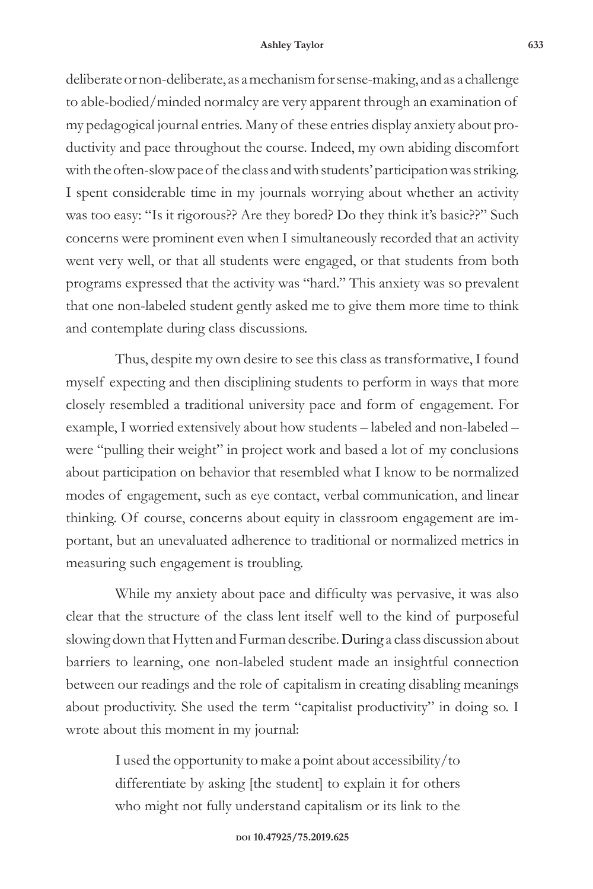deliberate or non-deliberate, as a mechanism for sense-making, and as a challenge to able-bodied/minded normalcy are very apparent through an examination of my pedagogical journal entries. Many of these entries display anxiety about productivity and pace throughout the course. Indeed, my own abiding discomfort with the often-slow pace of the class and with students' participation was striking. I spent considerable time in my journals worrying about whether an activity was too easy: "Is it rigorous?? Are they bored? Do they think it's basic??" Such concerns were prominent even when I simultaneously recorded that an activity went very well, or that all students were engaged, or that students from both programs expressed that the activity was "hard." This anxiety was so prevalent that one non-labeled student gently asked me to give them more time to think and contemplate during class discussions.

Thus, despite my own desire to see this class as transformative, I found myself expecting and then disciplining students to perform in ways that more closely resembled a traditional university pace and form of engagement. For example, I worried extensively about how students – labeled and non-labeled – were "pulling their weight" in project work and based a lot of my conclusions about participation on behavior that resembled what I know to be normalized modes of engagement, such as eye contact, verbal communication, and linear thinking. Of course, concerns about equity in classroom engagement are important, but an unevaluated adherence to traditional or normalized metrics in measuring such engagement is troubling.

While my anxiety about pace and difficulty was pervasive, it was also clear that the structure of the class lent itself well to the kind of purposeful slowing down that Hytten and Furman describe. During a class discussion about barriers to learning, one non-labeled student made an insightful connection between our readings and the role of capitalism in creating disabling meanings about productivity. She used the term "capitalist productivity" in doing so. I wrote about this moment in my journal:

> I used the opportunity to make a point about accessibility/to differentiate by asking [the student] to explain it for others who might not fully understand capitalism or its link to the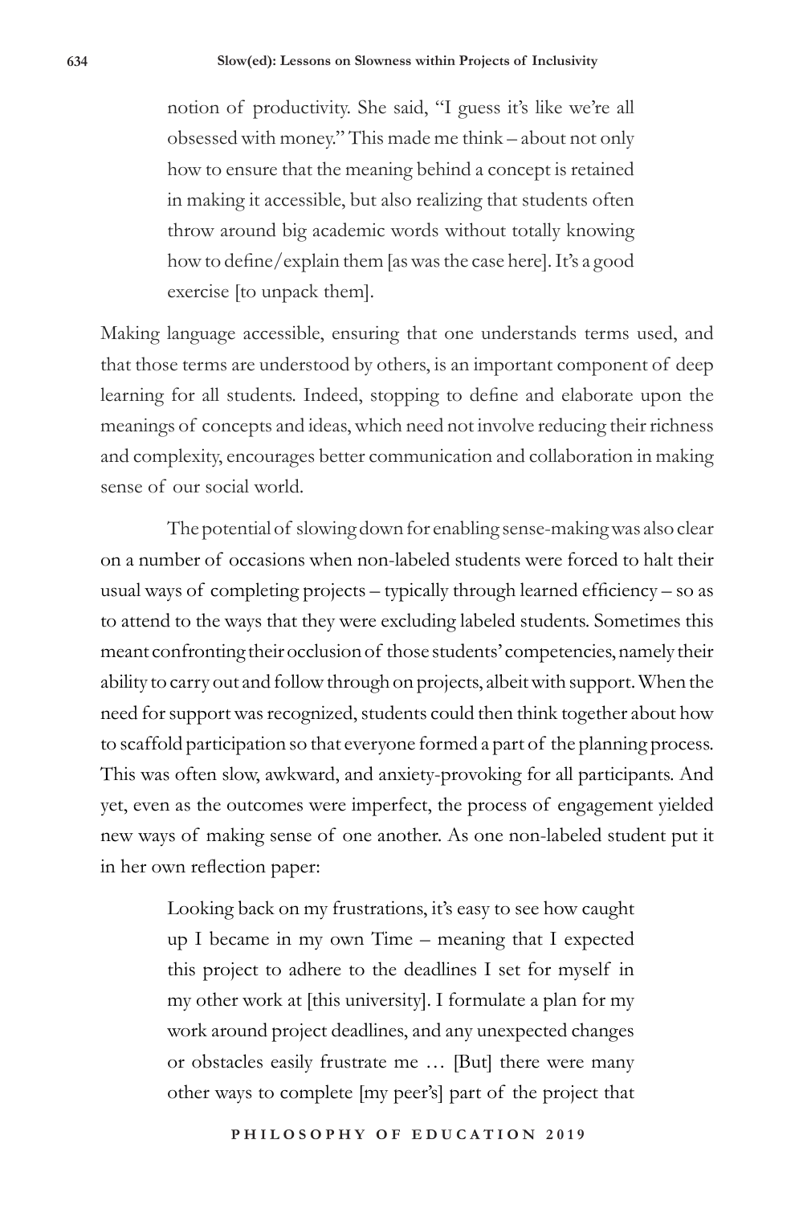> notion of productivity. She said, "I guess it's like we're all obsessed with money." This made me think – about not only how to ensure that the meaning behind a concept is retained in making it accessible, but also realizing that students often throw around big academic words without totally knowing how to define/explain them [as was the case here]. It's a good exercise [to unpack them].

Making language accessible, ensuring that one understands terms used, and that those terms are understood by others, is an important component of deep learning for all students. Indeed, stopping to define and elaborate upon the meanings of concepts and ideas, which need not involve reducing their richness and complexity, encourages better communication and collaboration in making sense of our social world.

The potential of slowing down for enabling sense-making was also clear on a number of occasions when non-labeled students were forced to halt their usual ways of completing projects – typically through learned efficiency – so as to attend to the ways that they were excluding labeled students. Sometimes this meant confronting their occlusion of those students' competencies, namely their ability to carry out and follow through on projects, albeit with support. When the need for support was recognized, students could then think together about how to scaffold participation so that everyone formed a part of the planning process. This was often slow, awkward, and anxiety-provoking for all participants. And yet, even as the outcomes were imperfect, the process of engagement yielded new ways of making sense of one another. As one non-labeled student put it in her own reflection paper:

> Looking back on my frustrations, it's easy to see how caught up I became in my own Time – meaning that I expected this project to adhere to the deadlines I set for myself in my other work at [this university]. I formulate a plan for my work around project deadlines, and any unexpected changes or obstacles easily frustrate me … [But] there were many other ways to complete [my peer's] part of the project that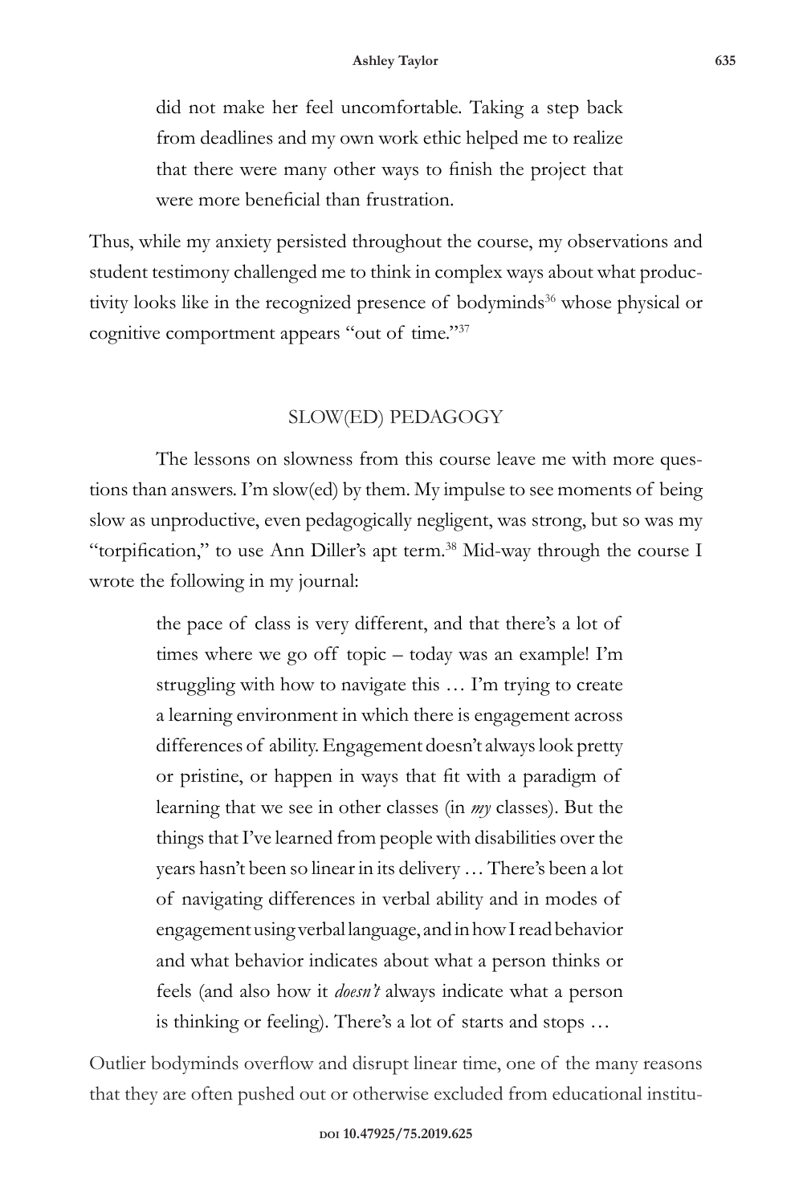> did not make her feel uncomfortable. Taking a step back from deadlines and my own work ethic helped me to realize that there were many other ways to finish the project that were more beneficial than frustration.

Thus, while my anxiety persisted throughout the course, my observations and student testimony challenged me to think in complex ways about what productivity looks like in the recognized presence of bodyminds[36] whose physical or cognitive comportment appears "out of time."[37]

## SLOW(ED) PEDAGOGY

The lessons on slowness from this course leave me with more questions than answers. I'm slow(ed) by them. My impulse to see moments of being slow as unproductive, even pedagogically negligent, was strong, but so was my "torpification," to use Ann Diller's apt term.[38] Mid-way through the course I wrote the following in my journal:

> the pace of class is very different, and that there's a lot of times where we go off topic – today was an example! I'm struggling with how to navigate this … I'm trying to create a learning environment in which there is engagement across differences of ability. Engagement doesn't always look pretty or pristine, or happen in ways that fit with a paradigm of learning that we see in other classes (in *my* classes). But the things that I've learned from people with disabilities over the years hasn't been so linear in its delivery … There's been a lot of navigating differences in verbal ability and in modes of engagement using verbal language, and in how I read behavior and what behavior indicates about what a person thinks or feels (and also how it *doesn't* always indicate what a person is thinking or feeling). There's a lot of starts and stops …

Outlier bodyminds overflow and disrupt linear time, one of the many reasons that they are often pushed out or otherwise excluded from educational institu-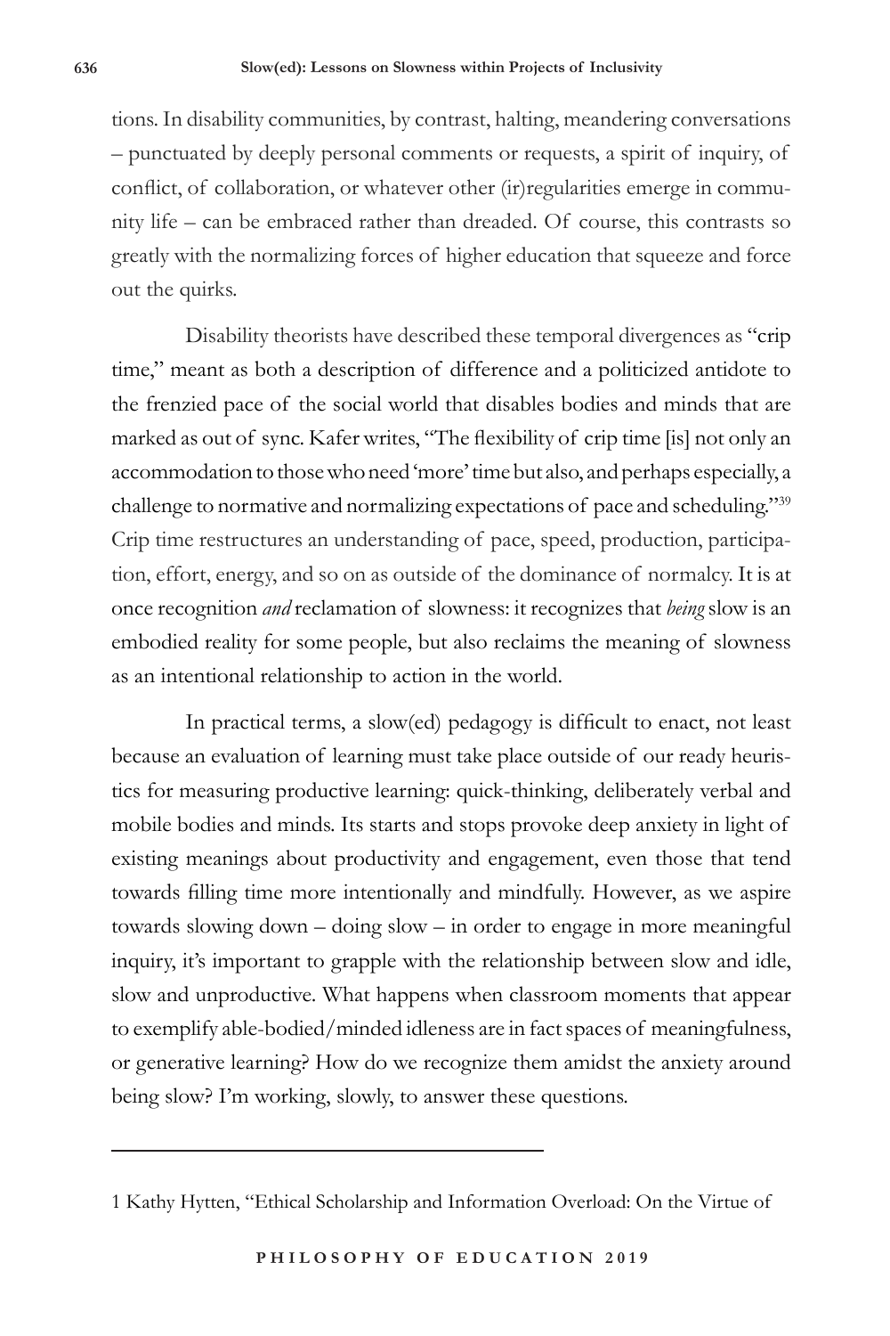tions. In disability communities, by contrast, halting, meandering conversations – punctuated by deeply personal comments or requests, a spirit of inquiry, of conflict, of collaboration, or whatever other (ir)regularities emerge in community life – can be embraced rather than dreaded. Of course, this contrasts so greatly with the normalizing forces of higher education that squeeze and force out the quirks.

Disability theorists have described these temporal divergences as "crip time," meant as both a description of difference and a politicized antidote to the frenzied pace of the social world that disables bodies and minds that are marked as out of sync. Kafer writes, "The flexibility of crip time [is] not only an accommodation to those who need 'more' time but also, and perhaps especially, a challenge to normative and normalizing expectations of pace and scheduling."[39] Crip time restructures an understanding of pace, speed, production, participation, effort, energy, and so on as outside of the dominance of normalcy. It is at once recognition *and* reclamation of slowness: it recognizes that *being* slow is an embodied reality for some people, but also reclaims the meaning of slowness as an intentional relationship to action in the world.

In practical terms, a slow(ed) pedagogy is difficult to enact, not least because an evaluation of learning must take place outside of our ready heuristics for measuring productive learning: quick-thinking, deliberately verbal and mobile bodies and minds. Its starts and stops provoke deep anxiety in light of existing meanings about productivity and engagement, even those that tend towards filling time more intentionally and mindfully. However, as we aspire towards slowing down – doing slow – in order to engage in more meaningful inquiry, it's important to grapple with the relationship between slow and idle, slow and unproductive. What happens when classroom moments that appear to exemplify able-bodied/minded idleness are in fact spaces of meaningfulness, or generative learning? How do we recognize them amidst the anxiety around being slow? I'm working, slowly, to answer these questions.

---

1 Kathy Hytten, "Ethical Scholarship and Information Overload: On the Virtue of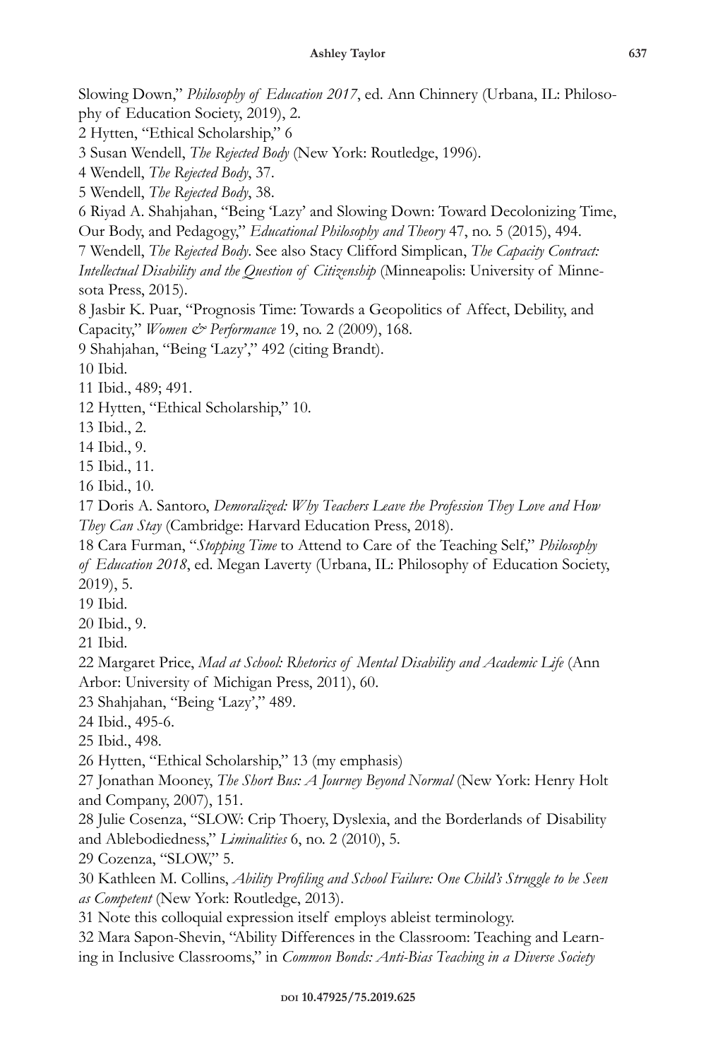Slowing Down," *Philosophy of Education 2017*, ed. Ann Chinnery (Urbana, IL: Philosophy of Education Society, 2019), 2.

2 Hytten, "Ethical Scholarship," 6

3 Susan Wendell, *The Rejected Body* (New York: Routledge, 1996).

4 Wendell, *The Rejected Body*, 37.

5 Wendell, *The Rejected Body*, 38.

6 Riyad A. Shahjahan, "Being 'Lazy' and Slowing Down: Toward Decolonizing Time, Our Body, and Pedagogy," *Educational Philosophy and Theory* 47, no. 5 (2015), 494.

7 Wendell, *The Rejected Body*. See also Stacy Clifford Simplican, *The Capacity Contract: Intellectual Disability and the Question of Citizenship* (Minneapolis: University of Minnesota Press, 2015).

8 Jasbir K. Puar, "Prognosis Time: Towards a Geopolitics of Affect, Debility, and Capacity," *Women & Performance* 19, no. 2 (2009), 168.

9 Shahjahan, "Being 'Lazy'," 492 (citing Brandt).

10 Ibid.

11 Ibid., 489; 491.

12 Hytten, "Ethical Scholarship," 10.

13 Ibid., 2.

14 Ibid., 9.

15 Ibid., 11.

16 Ibid., 10.

17 Doris A. Santoro, *Demoralized: Why Teachers Leave the Profession They Love and How They Can Stay* (Cambridge: Harvard Education Press, 2018).

18 Cara Furman, "*Stopping Time* to Attend to Care of the Teaching Self," *Philosophy of Education 2018*, ed. Megan Laverty (Urbana, IL: Philosophy of Education Society, 2019), 5.

19 Ibid.

20 Ibid., 9.

21 Ibid.

22 Margaret Price, *Mad at School: Rhetorics of Mental Disability and Academic Life* (Ann Arbor: University of Michigan Press, 2011), 60.

23 Shahjahan, "Being 'Lazy'," 489.

24 Ibid., 495-6.

25 Ibid., 498.

26 Hytten, "Ethical Scholarship," 13 (my emphasis)

27 Jonathan Mooney, *The Short Bus: A Journey Beyond Normal* (New York: Henry Holt and Company, 2007), 151.

28 Julie Cosenza, "SLOW: Crip Thoery, Dyslexia, and the Borderlands of Disability and Ablebodiedness," *Liminalities* 6, no. 2 (2010), 5.

29 Cozenza, "SLOW," 5.

30 Kathleen M. Collins, *Ability Profiling and School Failure: One Child's Struggle to be Seen as Competent* (New York: Routledge, 2013).

31 Note this colloquial expression itself employs ableist terminology.

32 Mara Sapon-Shevin, "Ability Differences in the Classroom: Teaching and Learning in Inclusive Classrooms," in *Common Bonds: Anti-Bias Teaching in a Diverse Society*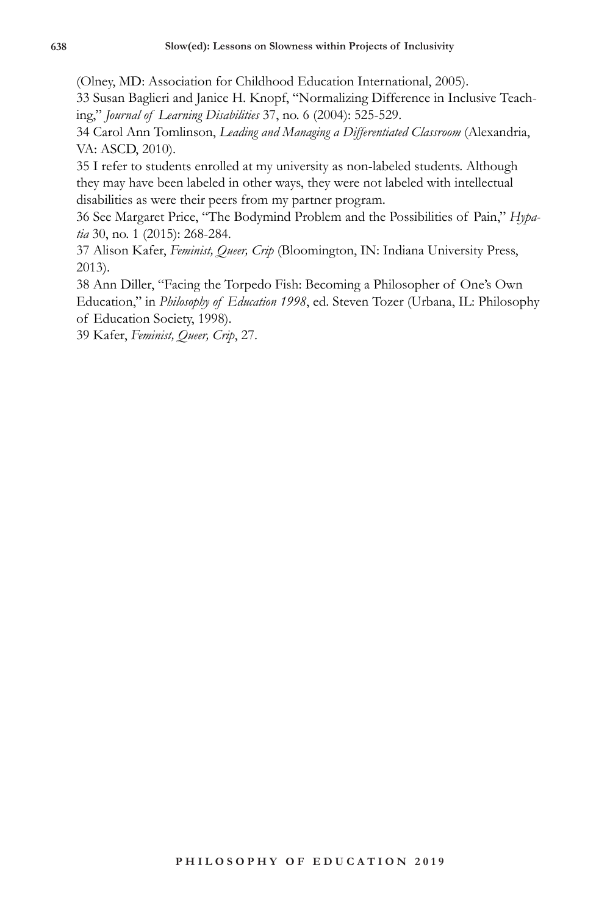(Olney, MD: Association for Childhood Education International, 2005).

33 Susan Baglieri and Janice H. Knopf, "Normalizing Difference in Inclusive Teaching," *Journal of Learning Disabilities* 37, no. 6 (2004): 525-529.

34 Carol Ann Tomlinson, *Leading and Managing a Differentiated Classroom* (Alexandria, VA: ASCD, 2010).

35 I refer to students enrolled at my university as non-labeled students. Although they may have been labeled in other ways, they were not labeled with intellectual disabilities as were their peers from my partner program.

36 See Margaret Price, "The Bodymind Problem and the Possibilities of Pain," *Hypatia* 30, no. 1 (2015): 268-284.

37 Alison Kafer, *Feminist, Queer, Crip* (Bloomington, IN: Indiana University Press, 2013).

38 Ann Diller, "Facing the Torpedo Fish: Becoming a Philosopher of One's Own Education," in *Philosophy of Education 1998*, ed. Steven Tozer (Urbana, IL: Philosophy of Education Society, 1998).

39 Kafer, *Feminist, Queer, Crip*, 27.